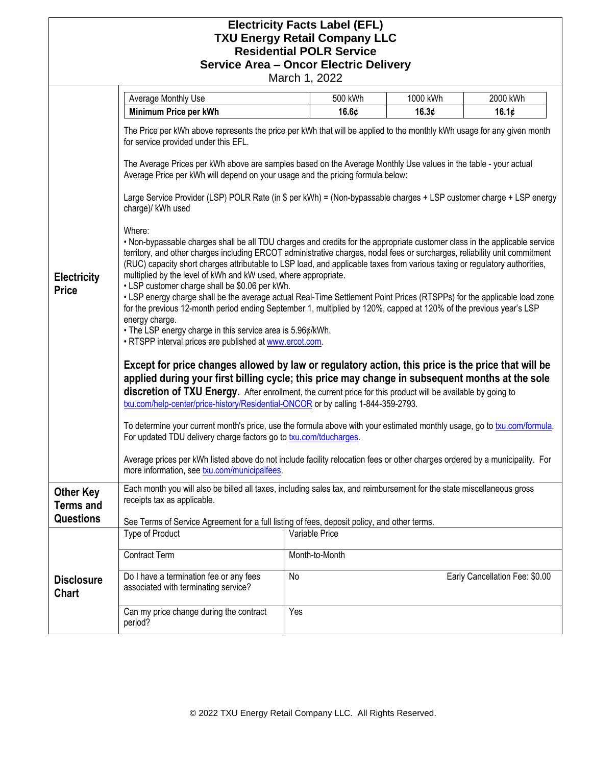# Electricity Facts Label (EFL)
# TXU Energy Retail Company LLC
# Residential POLR Service
# Service Area – Oncor Electric Delivery

March 1, 2022

## Electricity Price

| Average Monthly Use | 500 kWh | 1000 kWh | 2000 kWh |
|---|---|---|---|
| **Minimum Price per kWh** | **16.6¢** | **16.3¢** | **16.1¢** |

The Price per kWh above represents the price per kWh that will be applied to the monthly kWh usage for any given month for service provided under this EFL.

The Average Prices per kWh above are samples based on the Average Monthly Use values in the table - your actual Average Price per kWh will depend on your usage and the pricing formula below:

Large Service Provider (LSP) POLR Rate (in $ per kWh) = (Non-bypassable charges + LSP customer charge + LSP energy charge)/ kWh used

Where:

- Non-bypassable charges shall be all TDU charges and credits for the appropriate customer class in the applicable service territory, and other charges including ERCOT administrative charges, nodal fees or surcharges, reliability unit commitment (RUC) capacity short charges attributable to LSP load, and applicable taxes from various taxing or regulatory authorities, multiplied by the level of kWh and kW used, where appropriate.
- LSP customer charge shall be $0.06 per kWh.
- LSP energy charge shall be the average actual Real-Time Settlement Point Prices (RTSPPs) for the applicable load zone for the previous 12-month period ending September 1, multiplied by 120%, capped at 120% of the previous year's LSP energy charge.
- The LSP energy charge in this service area is 5.96¢/kWh.
- RTSPP interval prices are published at www.ercot.com.

**Except for price changes allowed by law or regulatory action, this price is the price that will be applied during your first billing cycle; this price may change in subsequent months at the sole discretion of TXU Energy.** After enrollment, the current price for this product will be available by going to txu.com/help-center/price-history/Residential-ONCOR or by calling 1-844-359-2793.

To determine your current month's price, use the formula above with your estimated monthly usage, go to txu.com/formula. For updated TDU delivery charge factors go to txu.com/tducharges.

Average prices per kWh listed above do not include facility relocation fees or other charges ordered by a municipality. For more information, see txu.com/municipalfees.

## Other Key Terms and Questions

Each month you will also be billed all taxes, including sales tax, and reimbursement for the state miscellaneous gross receipts tax as applicable.

See Terms of Service Agreement for a full listing of fees, deposit policy, and other terms.

## Disclosure Chart

| | |
|---|---|
| Type of Product | Variable Price |
| Contract Term | Month-to-Month |
| Do I have a termination fee or any fees associated with terminating service? | No — Early Cancellation Fee: $0.00 |
| Can my price change during the contract period? | Yes |

© 2022 TXU Energy Retail Company LLC. All Rights Reserved.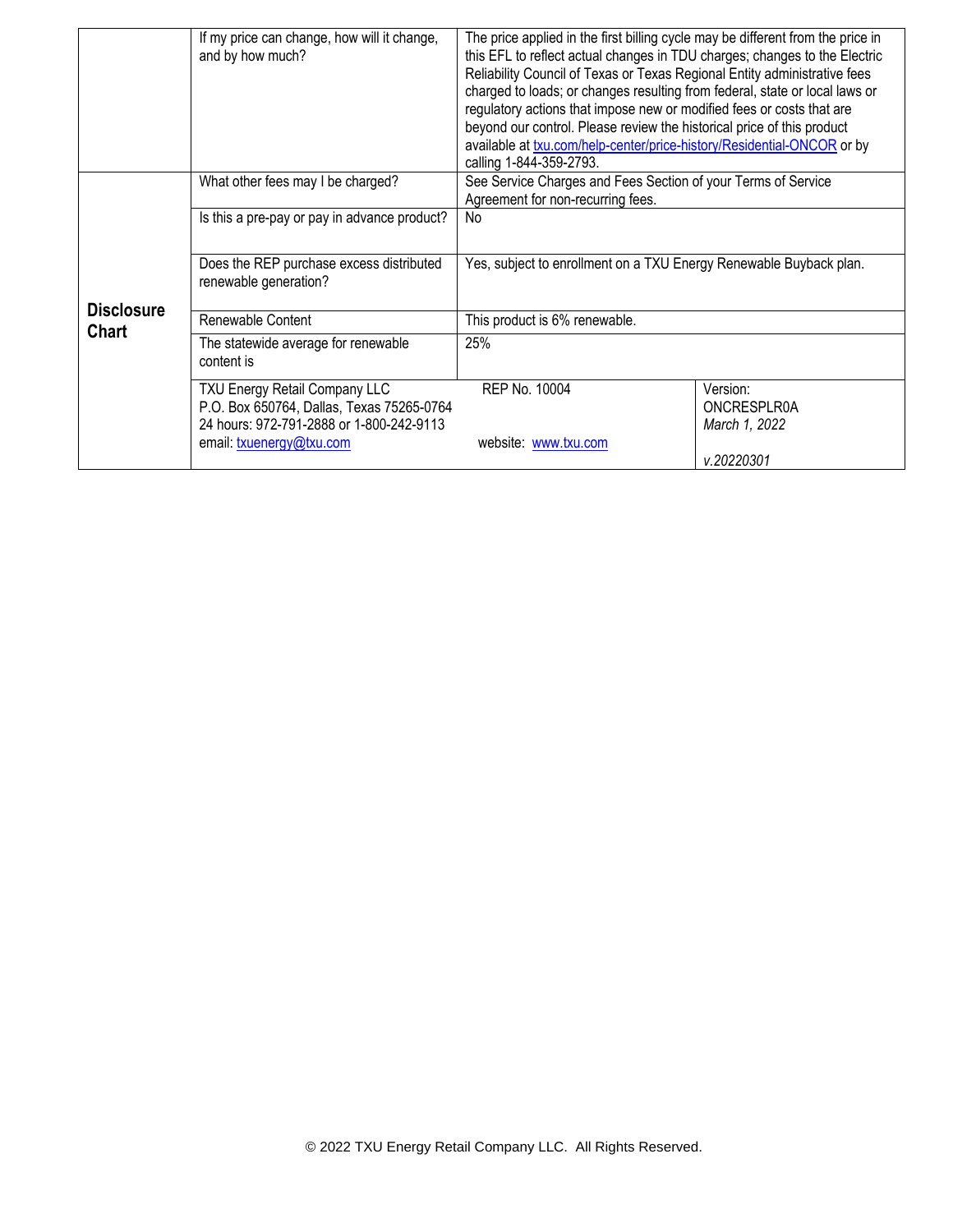| | | |
|---|---|---|
| | If my price can change, how will it change, and by how much? | The price applied in the first billing cycle may be different from the price in this EFL to reflect actual changes in TDU charges; changes to the Electric Reliability Council of Texas or Texas Regional Entity administrative fees charged to loads; or changes resulting from federal, state or local laws or regulatory actions that impose new or modified fees or costs that are beyond our control. Please review the historical price of this product available at [txu.com/help-center/price-history/Residential-ONCOR](txu.com/help-center/price-history/Residential-ONCOR) or by calling 1-844-359-2793. |
| **Disclosure Chart** | What other fees may I be charged? | See Service Charges and Fees Section of your Terms of Service Agreement for non-recurring fees. |
| | Is this a pre-pay or pay in advance product? | No |
| | Does the REP purchase excess distributed renewable generation? | Yes, subject to enrollment on a TXU Energy Renewable Buyback plan. |
| | Renewable Content | This product is 6% renewable. |
| | The statewide average for renewable content is | 25% |
| | TXU Energy Retail Company LLC<br>P.O. Box 650764, Dallas, Texas 75265-0764<br>24 hours: 972-791-2888 or 1-800-242-9113<br>email: [txuenergy@txu.com](mailto:txuenergy@txu.com) | REP No. 10004<br><br>website: [www.txu.com](www.txu.com) |

| Version: |
|---|
| ONCRESPLR0A |
| *March 1, 2022* |
| *v.20220301* |

© 2022 TXU Energy Retail Company LLC. All Rights Reserved.